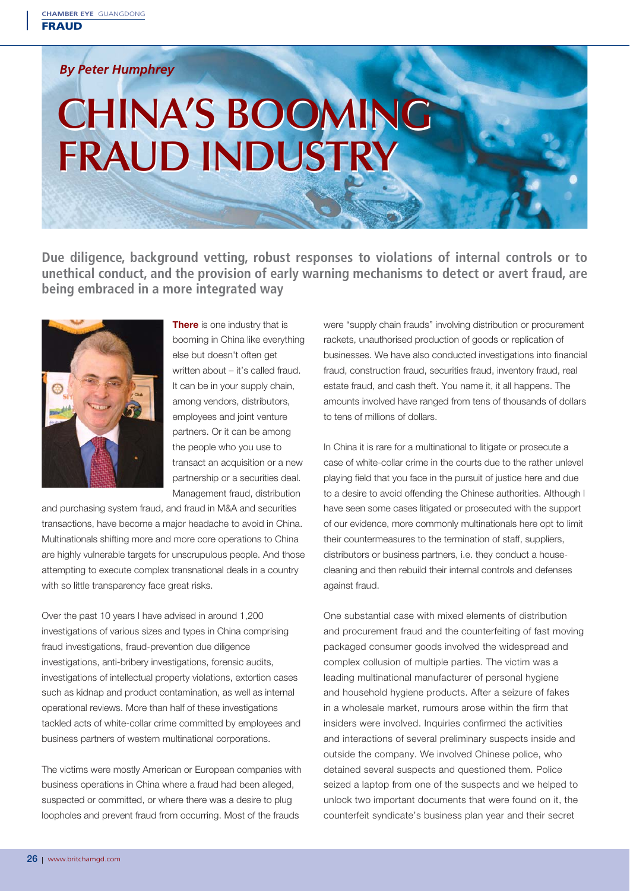*By Peter Humphrey*

# CHINA'S BOOMING FRAUD INDUSTRY

**Due diligence, background vetting, robust responses to violations of internal controls or to unethical conduct, and the provision of early warning mechanisms to detect or avert fraud, are being embraced in a more integrated way**

**There** is one industry that is booming in China like everything else but doesn't often get written about – it's called fraud. It can be in your supply chain, among vendors, distributors, employees and joint venture partners. Or it can be among the people who you use to transact an acquisition or a new partnership or a securities deal. Management fraud, distribution and purchasing system fraud, and fraud in M&A and securities transactions, have become a major headache to avoid in China. Multinationals shifting more and more core operations to China are highly vulnerable targets for unscrupulous people. And those attempting to execute complex transnational deals in a country with so little transparency face great risks.

Over the past 10 years I have advised in around 1,200 investigations of various sizes and types in China comprising fraud investigations, fraud-prevention due diligence investigations, anti-bribery investigations, forensic audits, investigations of intellectual property violations, extortion cases such as kidnap and product contamination, as well as internal operational reviews. More than half of these investigations tackled acts of white-collar crime committed by employees and business partners of western multinational corporations.

The victims were mostly American or European companies with business operations in China where a fraud had been alleged, suspected or committed, or where there was a desire to plug loopholes and prevent fraud from occurring. Most of the frauds were "supply chain frauds" involving distribution or procurement rackets, unauthorised production of goods or replication of businesses. We have also conducted investigations into financial fraud, construction fraud, securities fraud, inventory fraud, real estate fraud, and cash theft. You name it, it all happens. The amounts involved have ranged from tens of thousands of dollars to tens of millions of dollars.

In China it is rare for a multinational to litigate or prosecute a case of white-collar crime in the courts due to the rather unlevel playing field that you face in the pursuit of justice here and due to a desire to avoid offending the Chinese authorities. Although I have seen some cases litigated or prosecuted with the support of our evidence, more commonly multinationals here opt to limit their countermeasures to the termination of staff, suppliers, distributors or business partners, i.e. they conduct a house-cleaning and then rebuild their internal controls and defenses against fraud.

One substantial case with mixed elements of distribution and procurement fraud and the counterfeiting of fast moving packaged consumer goods involved the widespread and complex collusion of multiple parties. The victim was a leading multinational manufacturer of personal hygiene and household hygiene products. After a seizure of fakes in a wholesale market, rumours arose within the firm that insiders were involved. Inquiries confirmed the activities and interactions of several preliminary suspects inside and outside the company. We involved Chinese police, who detained several suspects and questioned them. Police seized a laptop from one of the suspects and we helped to unlock two important documents that were found on it, the counterfeit syndicate's business plan year and their secret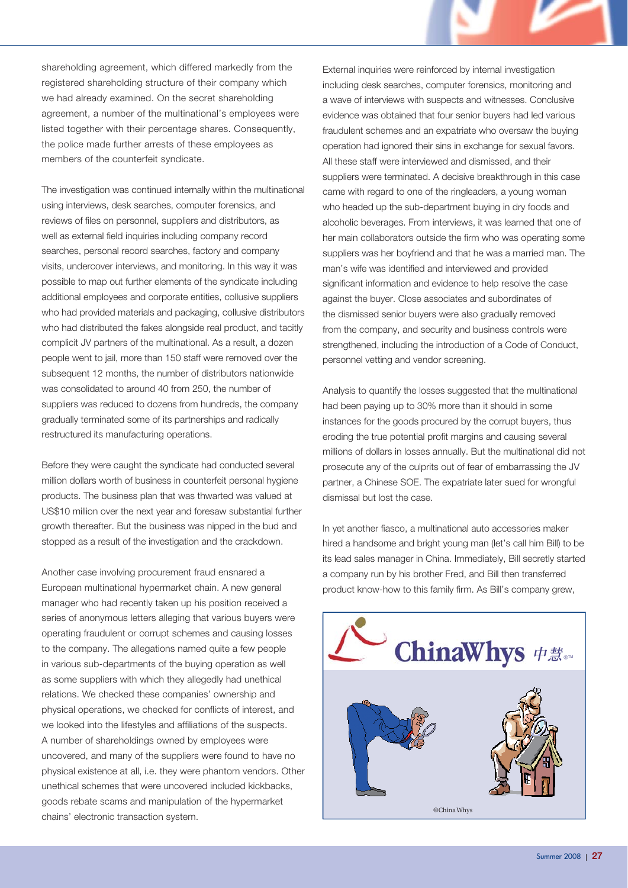shareholding agreement, which differed markedly from the registered shareholding structure of their company which we had already examined. On the secret shareholding agreement, a number of the multinational's employees were listed together with their percentage shares. Consequently, the police made further arrests of these employees as members of the counterfeit syndicate.

The investigation was continued internally within the multinational using interviews, desk searches, computer forensics, and reviews of files on personnel, suppliers and distributors, as well as external field inquiries including company record searches, personal record searches, factory and company visits, undercover interviews, and monitoring. In this way it was possible to map out further elements of the syndicate including additional employees and corporate entities, collusive suppliers who had provided materials and packaging, collusive distributors who had distributed the fakes alongside real product, and tacitly complicit JV partners of the multinational. As a result, a dozen people went to jail, more than 150 staff were removed over the subsequent 12 months, the number of distributors nationwide was consolidated to around 40 from 250, the number of suppliers was reduced to dozens from hundreds, the company gradually terminated some of its partnerships and radically restructured its manufacturing operations.

Before they were caught the syndicate had conducted several million dollars worth of business in counterfeit personal hygiene products. The business plan that was thwarted was valued at US$10 million over the next year and foresaw substantial further growth thereafter. But the business was nipped in the bud and stopped as a result of the investigation and the crackdown.

Another case involving procurement fraud ensnared a European multinational hypermarket chain. A new general manager who had recently taken up his position received a series of anonymous letters alleging that various buyers were operating fraudulent or corrupt schemes and causing losses to the company. The allegations named quite a few people in various sub-departments of the buying operation as well as some suppliers with which they allegedly had unethical relations. We checked these companies' ownership and physical operations, we checked for conflicts of interest, and we looked into the lifestyles and affiliations of the suspects. A number of shareholdings owned by employees were uncovered, and many of the suppliers were found to have no physical existence at all, i.e. they were phantom vendors. Other unethical schemes that were uncovered included kickbacks, goods rebate scams and manipulation of the hypermarket chains' electronic transaction system.

External inquiries were reinforced by internal investigation including desk searches, computer forensics, monitoring and a wave of interviews with suspects and witnesses. Conclusive evidence was obtained that four senior buyers had led various fraudulent schemes and an expatriate who oversaw the buying operation had ignored their sins in exchange for sexual favors. All these staff were interviewed and dismissed, and their suppliers were terminated. A decisive breakthrough in this case came with regard to one of the ringleaders, a young woman who headed up the sub-department buying in dry foods and alcoholic beverages. From interviews, it was learned that one of her main collaborators outside the firm who was operating some suppliers was her boyfriend and that he was a married man. The man's wife was identified and interviewed and provided significant information and evidence to help resolve the case against the buyer. Close associates and subordinates of the dismissed senior buyers were also gradually removed from the company, and security and business controls were strengthened, including the introduction of a Code of Conduct, personnel vetting and vendor screening.

Analysis to quantify the losses suggested that the multinational had been paying up to 30% more than it should in some instances for the goods procured by the corrupt buyers, thus eroding the true potential profit margins and causing several millions of dollars in losses annually. But the multinational did not prosecute any of the culprits out of fear of embarrassing the JV partner, a Chinese SOE. The expatriate later sued for wrongful dismissal but lost the case.

In yet another fiasco, a multinational auto accessories maker hired a handsome and bright young man (let's call him Bill) to be its lead sales manager in China. Immediately, Bill secretly started a company run by his brother Fred, and Bill then transferred product know-how to this family firm. As Bill's company grew,

ChinaWhys 中慧

©ChinaWhys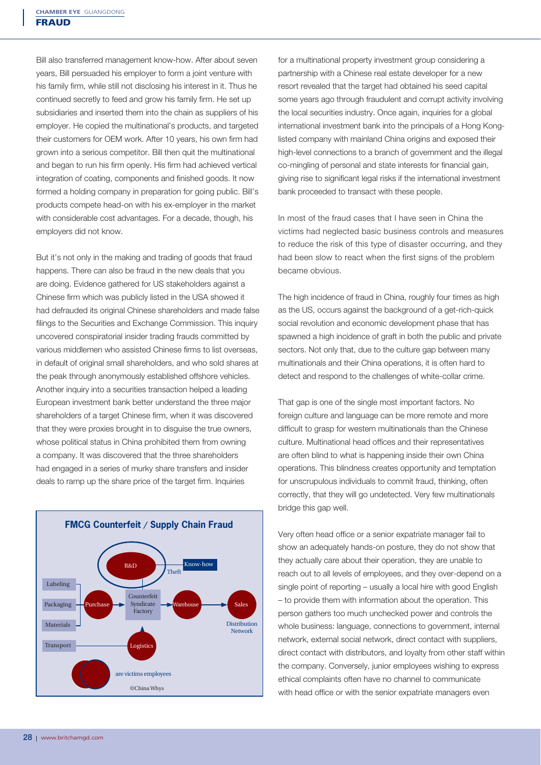Bill also transferred management know-how. After about seven years, Bill persuaded his employer to form a joint venture with his family firm, while still not disclosing his interest in it. Thus he continued secretly to feed and grow his family firm. He set up subsidiaries and inserted them into the chain as suppliers of his employer. He copied the multinational's products, and targeted their customers for OEM work. After 10 years, his own firm had grown into a serious competitor. Bill then quit the multinational and began to run his firm openly. His firm had achieved vertical integration of coating, components and finished goods. It now formed a holding company in preparation for going public. Bill's products compete head-on with his ex-employer in the market with considerable cost advantages. For a decade, though, his employers did not know.

But it's not only in the making and trading of goods that fraud happens. There can also be fraud in the new deals that you are doing. Evidence gathered for US stakeholders against a Chinese firm which was publicly listed in the USA showed it had defrauded its original Chinese shareholders and made false filings to the Securities and Exchange Commission. This inquiry uncovered conspiratorial insider trading frauds committed by various middlemen who assisted Chinese firms to list overseas, in default of original small shareholders, and who sold shares at the peak through anonymously established offshore vehicles. Another inquiry into a securities transaction helped a leading European investment bank better understand the three major shareholders of a target Chinese firm, when it was discovered that they were proxies brought in to disguise the true owners, whose political status in China prohibited them from owning a company. It was discovered that the three shareholders had engaged in a series of murky share transfers and insider deals to ramp up the share price of the target firm. Inquiries for a multinational property investment group considering a partnership with a Chinese real estate developer for a new resort revealed that the target had obtained his seed capital some years ago through fraudulent and corrupt activity involving the local securities industry. Once again, inquiries for a global international investment bank into the principals of a Hong Kong-listed company with mainland China origins and exposed their high-level connections to a branch of government and the illegal co-mingling of personal and state interests for financial gain, giving rise to significant legal risks if the international investment bank proceeded to transact with these people.

**FMCG Counterfeit / Supply Chain Fraud**

©China Whys

In most of the fraud cases that I have seen in China the victims had neglected basic business controls and measures to reduce the risk of this type of disaster occurring, and they had been slow to react when the first signs of the problem became obvious.

The high incidence of fraud in China, roughly four times as high as the US, occurs against the background of a get-rich-quick social revolution and economic development phase that has spawned a high incidence of graft in both the public and private sectors. Not only that, due to the culture gap between many multinationals and their China operations, it is often hard to detect and respond to the challenges of white-collar crime.

That gap is one of the single most important factors. No foreign culture and language can be more remote and more difficult to grasp for western multinationals than the Chinese culture. Multinational head offices and their representatives are often blind to what is happening inside their own China operations. This blindness creates opportunity and temptation for unscrupulous individuals to commit fraud, thinking, often correctly, that they will go undetected. Very few multinationals bridge this gap well.

Very often head office or a senior expatriate manager fail to show an adequately hands-on posture, they do not show that they actually care about their operation, they are unable to reach out to all levels of employees, and they over-depend on a single point of reporting – usually a local hire with good English – to provide them with information about the operation. This person gathers too much unchecked power and controls the whole business: language, connections to government, internal network, external social network, direct contact with suppliers, direct contact with distributors, and loyalty from other staff within the company. Conversely, junior employees wishing to express ethical complaints often have no channel to communicate with head office or with the senior expatriate managers even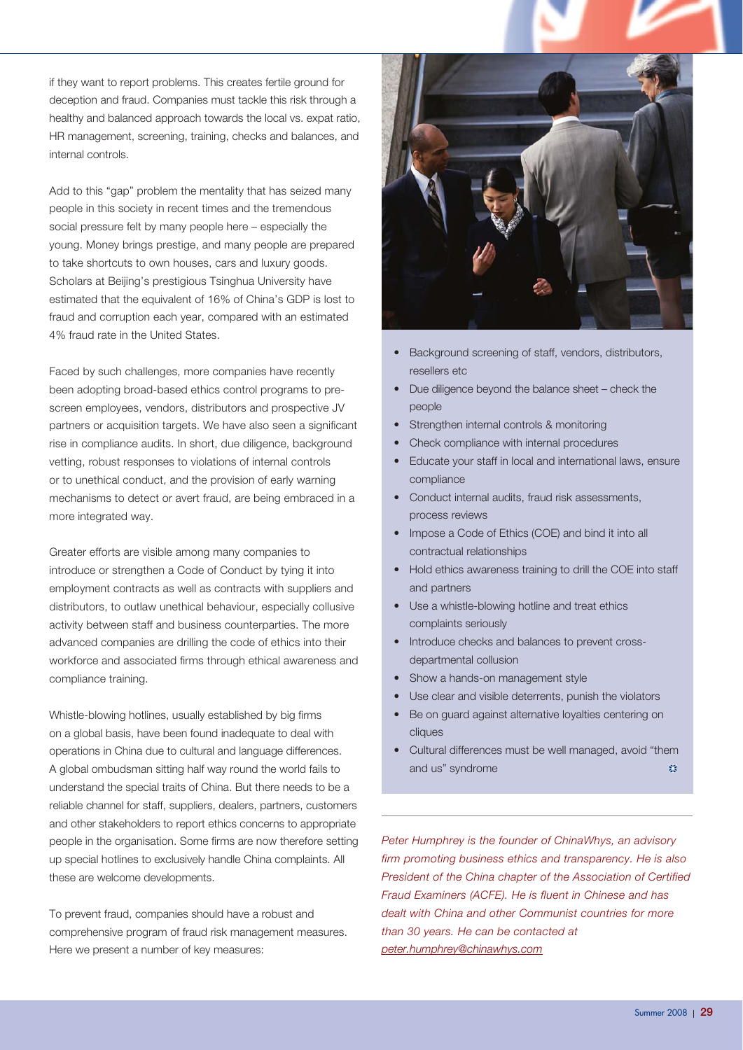if they want to report problems. This creates fertile ground for deception and fraud. Companies must tackle this risk through a healthy and balanced approach towards the local vs. expat ratio, HR management, screening, training, checks and balances, and internal controls.

Add to this "gap" problem the mentality that has seized many people in this society in recent times and the tremendous social pressure felt by many people here – especially the young. Money brings prestige, and many people are prepared to take shortcuts to own houses, cars and luxury goods. Scholars at Beijing's prestigious Tsinghua University have estimated that the equivalent of 16% of China's GDP is lost to fraud and corruption each year, compared with an estimated 4% fraud rate in the United States.

Faced by such challenges, more companies have recently been adopting broad-based ethics control programs to pre-screen employees, vendors, distributors and prospective JV partners or acquisition targets. We have also seen a significant rise in compliance audits. In short, due diligence, background vetting, robust responses to violations of internal controls or to unethical conduct, and the provision of early warning mechanisms to detect or avert fraud, are being embraced in a more integrated way.

Greater efforts are visible among many companies to introduce or strengthen a Code of Conduct by tying it into employment contracts as well as contracts with suppliers and distributors, to outlaw unethical behaviour, especially collusive activity between staff and business counterparties. The more advanced companies are drilling the code of ethics into their workforce and associated firms through ethical awareness and compliance training.

Whistle-blowing hotlines, usually established by big firms on a global basis, have been found inadequate to deal with operations in China due to cultural and language differences. A global ombudsman sitting half way round the world fails to understand the special traits of China. But there needs to be a reliable channel for staff, suppliers, dealers, partners, customers and other stakeholders to report ethics concerns to appropriate people in the organisation. Some firms are now therefore setting up special hotlines to exclusively handle China complaints. All these are welcome developments.

To prevent fraud, companies should have a robust and comprehensive program of fraud risk management measures. Here we present a number of key measures:

- Background screening of staff, vendors, distributors, resellers etc
- Due diligence beyond the balance sheet – check the people
- Strengthen internal controls & monitoring
- Check compliance with internal procedures
- Educate your staff in local and international laws, ensure compliance
- Conduct internal audits, fraud risk assessments, process reviews
- Impose a Code of Ethics (COE) and bind it into all contractual relationships
- Hold ethics awareness training to drill the COE into staff and partners
- Use a whistle-blowing hotline and treat ethics complaints seriously
- Introduce checks and balances to prevent cross-departmental collusion
- Show a hands-on management style
- Use clear and visible deterrents, punish the violators
- Be on guard against alternative loyalties centering on cliques
- Cultural differences must be well managed, avoid "them and us" syndrome

*Peter Humphrey is the founder of ChinaWhys, an advisory firm promoting business ethics and transparency. He is also President of the China chapter of the Association of Certified Fraud Examiners (ACFE). He is fluent in Chinese and has dealt with China and other Communist countries for more than 30 years. He can be contacted at peter.humphrey@chinawhys.com*